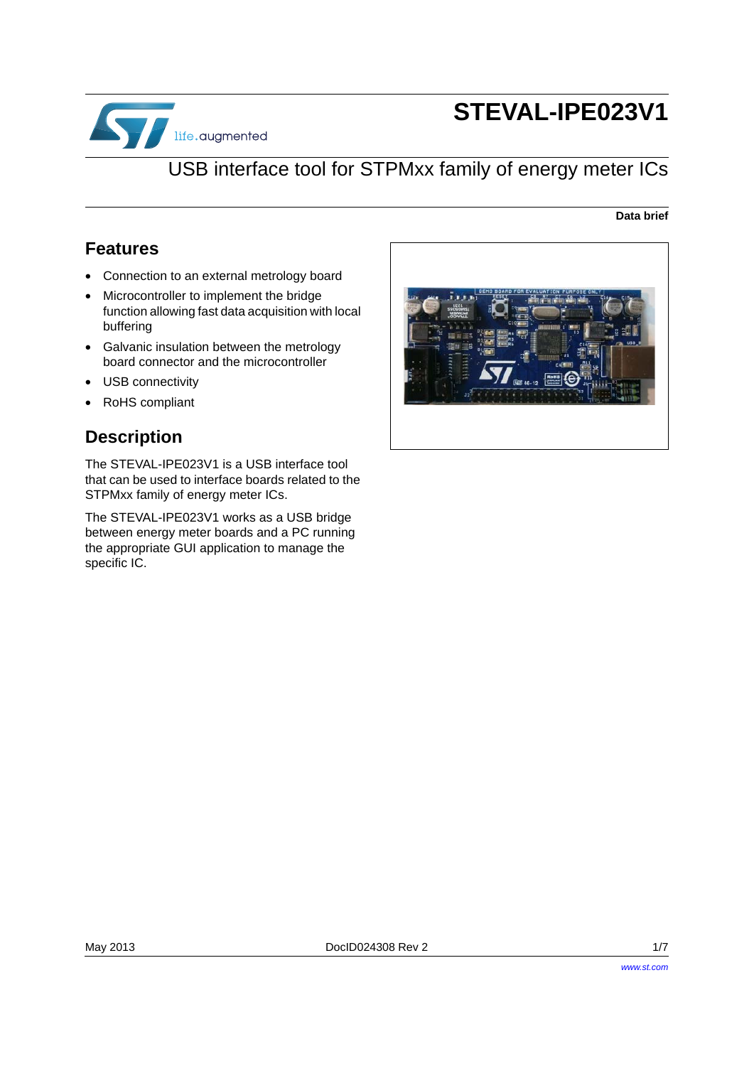# STEVAL-IPE023V1

## USB interface tool for STPMxx family of energy meter ICs

**Data brief**

## Features

- Connection to an external metrology board
- Microcontroller to implement the bridge function allowing fast data acquisition with local buffering
- Galvanic insulation between the metrology board connector and the microcontroller
- USB connectivity
- RoHS compliant

## Description

The STEVAL-IPE023V1 is a USB interface tool that can be used to interface boards related to the STPMxx family of energy meter ICs.

The STEVAL-IPE023V1 works as a USB bridge between energy meter boards and a PC running the appropriate GUI application to manage the specific IC.

May 2013 DocID024308 Rev 2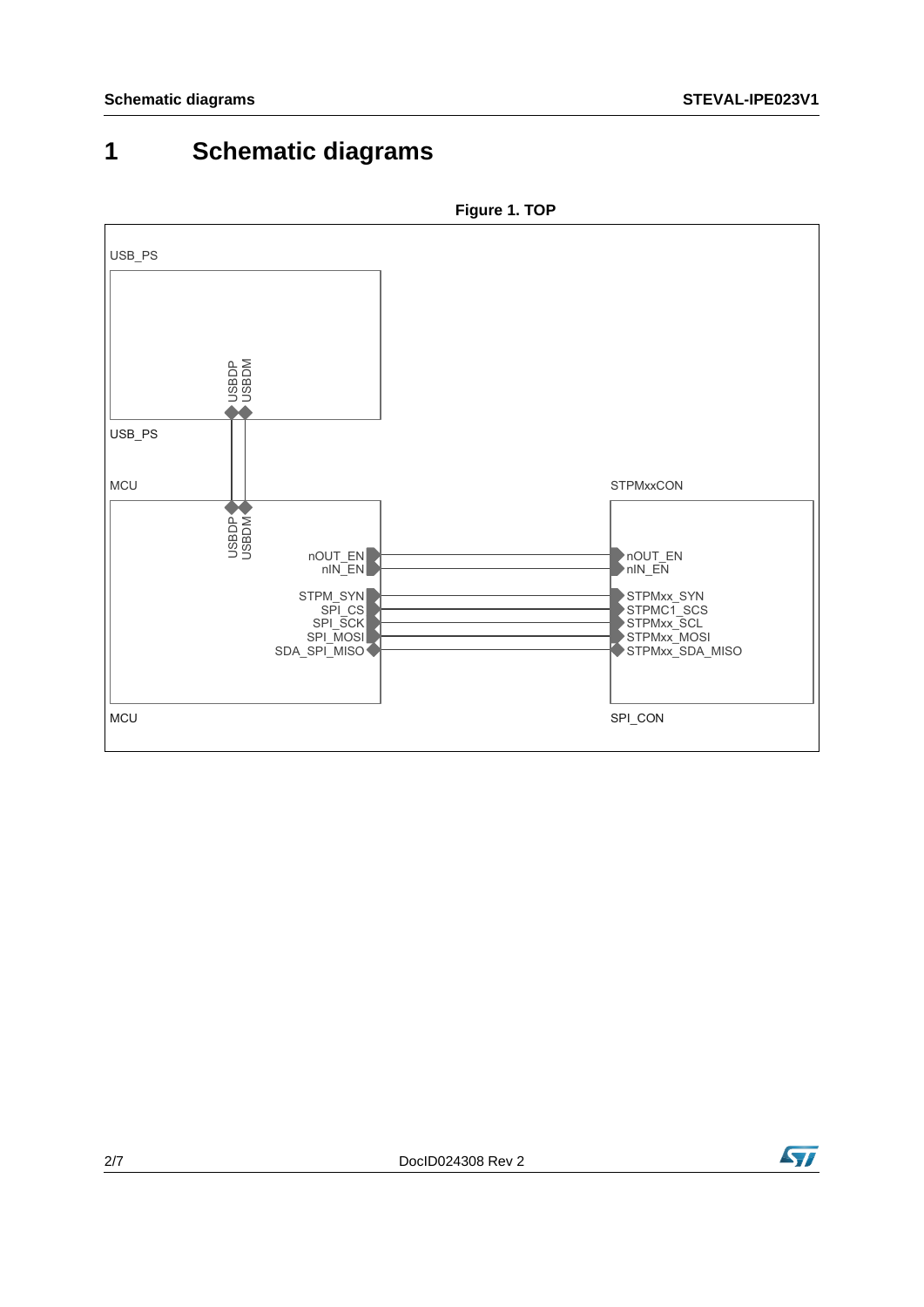# 1 Schematic diagrams

**Figure 1. TOP**

USB_PS

USBDP
USBDM

USB_PS

MCU

USBDP
USBDM

nOUT_EN
nIN_EN

STPM_SYN
SPI_CS
SPI_SCK
SPI_MOSI
SDA_SPI_MISO

MCU

STPMxxCON

nOUT_EN
nIN_EN

STPMxx_SYN
STPMC1_SCS
STPMxx_SCL
STPMxx_MOSI
STPMxx_SDA_MISO

SPI_CON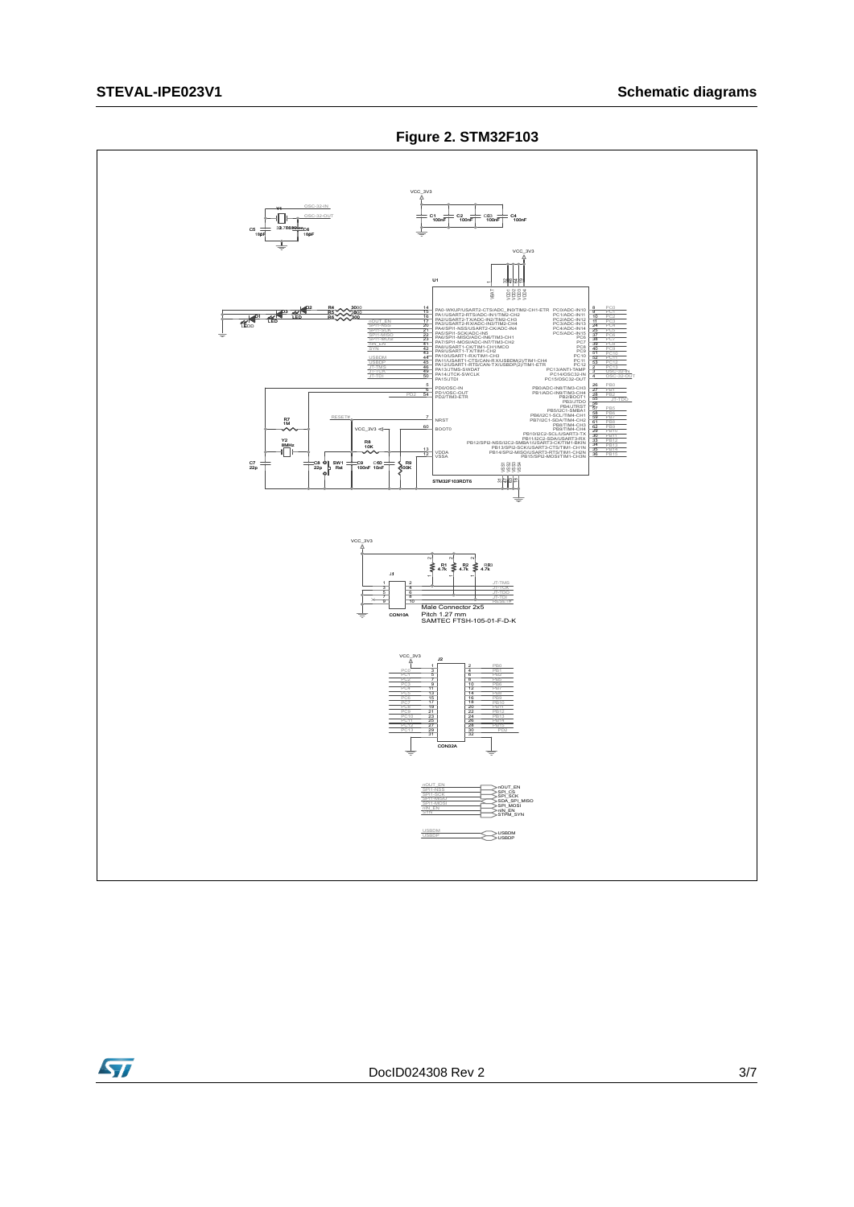**Figure 2. STM32F103**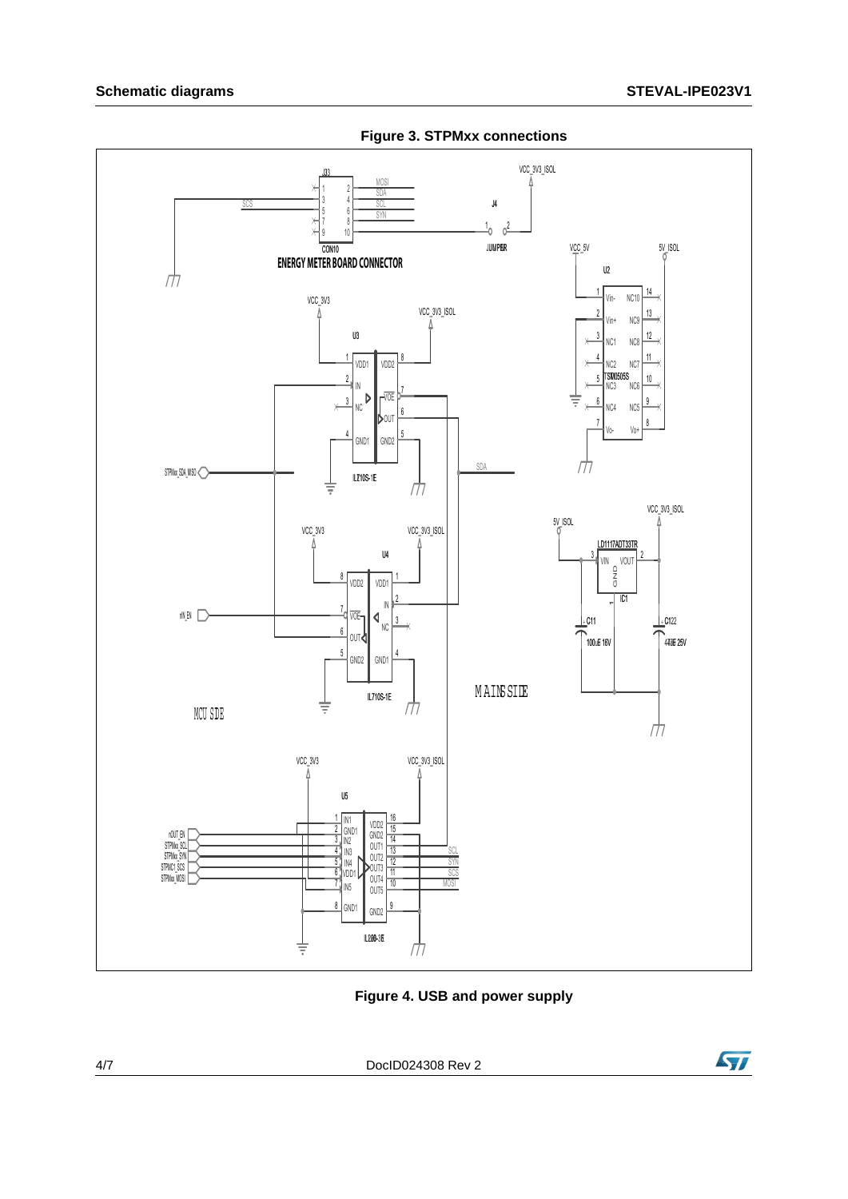**Figure 3. STPMxx connections**

**Figure 4. USB and power supply**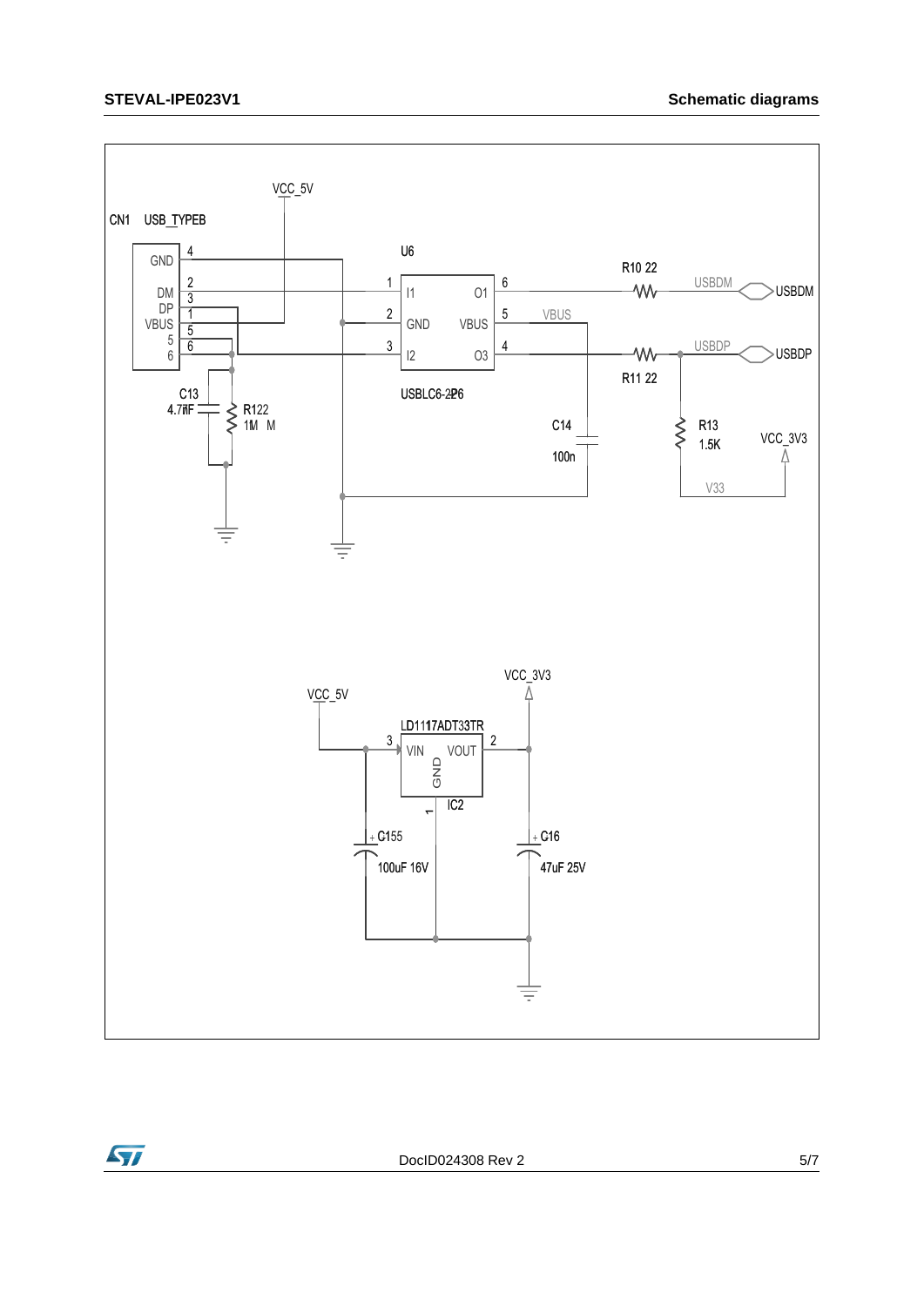CN1 USB_TYPEB

GND 4
DM 2
DP 3
VBUS 1
5 5
6 6

VCC_5V

U6

1 I1 O1 6
2 GND VBUS 5
3 I2 O3 4

USBLC6-2P6

R10 22

USBDM

USBDM

VBUS

USBDP

USBDP

R11 22

C13
4.7nF

R12
1M

C14

100n

R13
1.5K

VCC_3V3

V33

VCC_3V3

VCC_5V

LD1117ADT33TR

3 VIN VOUT 2

GND

1

IC2

C15
100uF 16V

C16
47uF 25V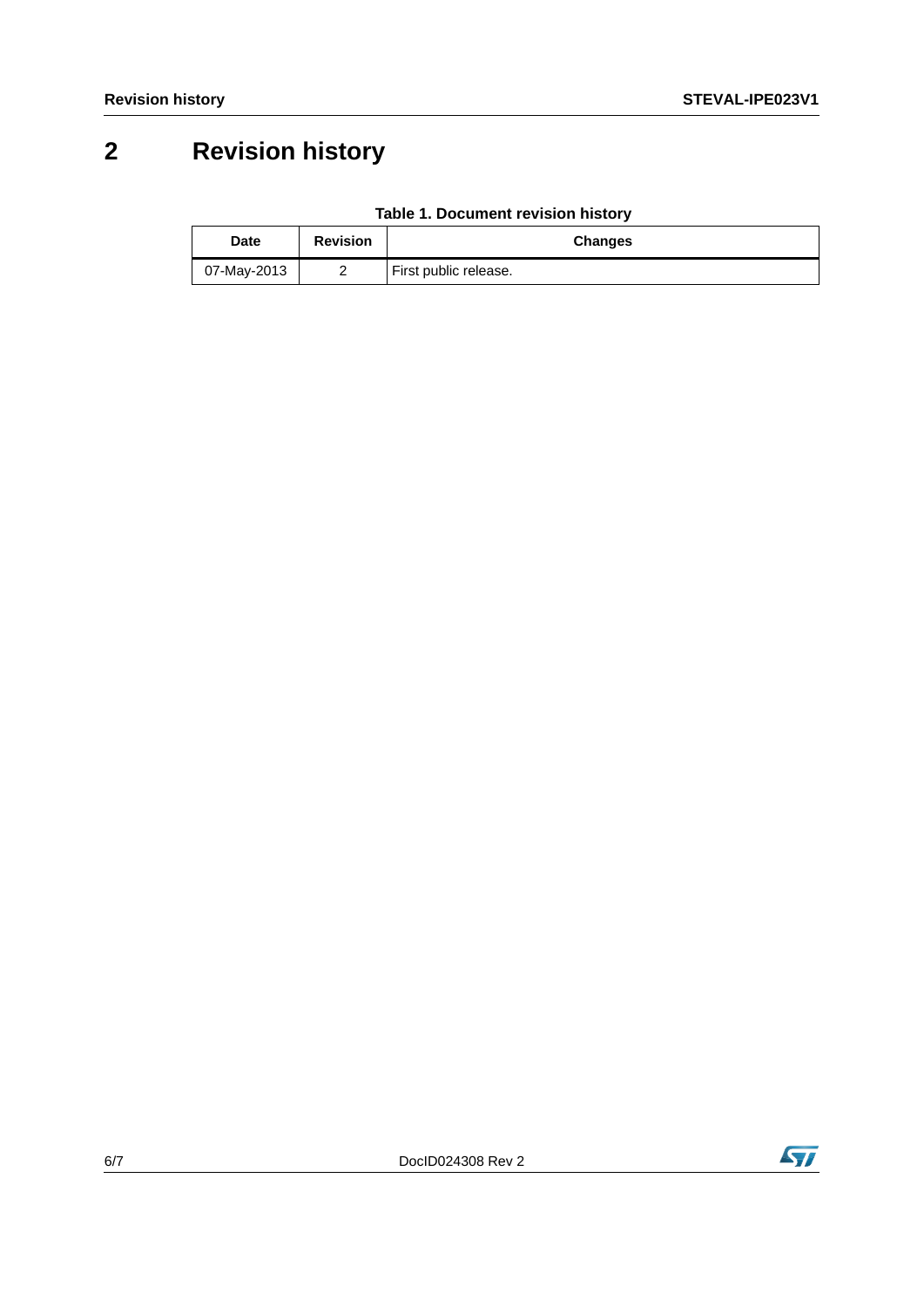# 2 Revision history

**Table 1. Document revision history**

| Date | Revision | Changes |
|---|---|---|
| 07-May-2013 | 2 | First public release. |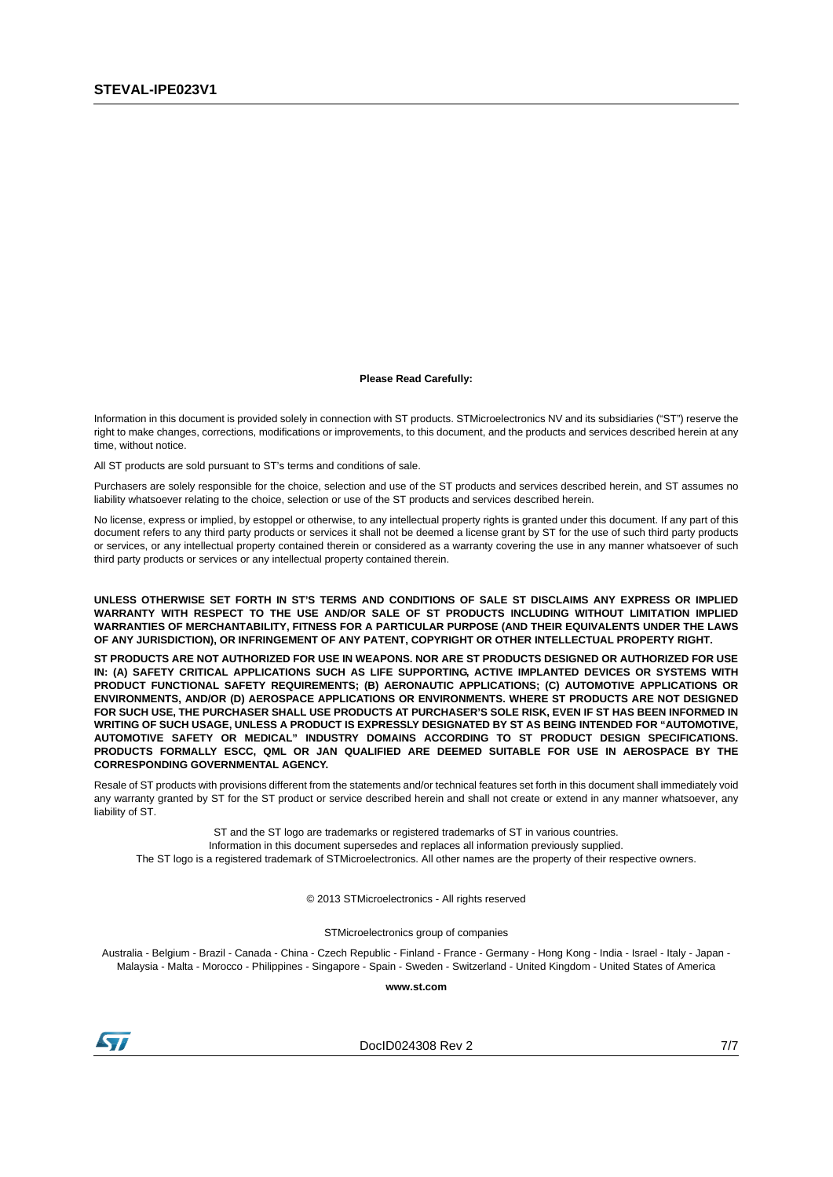**Please Read Carefully:**

Information in this document is provided solely in connection with ST products. STMicroelectronics NV and its subsidiaries ("ST") reserve the right to make changes, corrections, modifications or improvements, to this document, and the products and services described herein at any time, without notice.

All ST products are sold pursuant to ST's terms and conditions of sale.

Purchasers are solely responsible for the choice, selection and use of the ST products and services described herein, and ST assumes no liability whatsoever relating to the choice, selection or use of the ST products and services described herein.

No license, express or implied, by estoppel or otherwise, to any intellectual property rights is granted under this document. If any part of this document refers to any third party products or services it shall not be deemed a license grant by ST for the use of such third party products or services, or any intellectual property contained therein or considered as a warranty covering the use in any manner whatsoever of such third party products or services or any intellectual property contained therein.

**UNLESS OTHERWISE SET FORTH IN ST'S TERMS AND CONDITIONS OF SALE ST DISCLAIMS ANY EXPRESS OR IMPLIED WARRANTY WITH RESPECT TO THE USE AND/OR SALE OF ST PRODUCTS INCLUDING WITHOUT LIMITATION IMPLIED WARRANTIES OF MERCHANTABILITY, FITNESS FOR A PARTICULAR PURPOSE (AND THEIR EQUIVALENTS UNDER THE LAWS OF ANY JURISDICTION), OR INFRINGEMENT OF ANY PATENT, COPYRIGHT OR OTHER INTELLECTUAL PROPERTY RIGHT.**

**ST PRODUCTS ARE NOT AUTHORIZED FOR USE IN WEAPONS. NOR ARE ST PRODUCTS DESIGNED OR AUTHORIZED FOR USE IN: (A) SAFETY CRITICAL APPLICATIONS SUCH AS LIFE SUPPORTING, ACTIVE IMPLANTED DEVICES OR SYSTEMS WITH PRODUCT FUNCTIONAL SAFETY REQUIREMENTS; (B) AERONAUTIC APPLICATIONS; (C) AUTOMOTIVE APPLICATIONS OR ENVIRONMENTS, AND/OR (D) AEROSPACE APPLICATIONS OR ENVIRONMENTS. WHERE ST PRODUCTS ARE NOT DESIGNED FOR SUCH USE, THE PURCHASER SHALL USE PRODUCTS AT PURCHASER'S SOLE RISK, EVEN IF ST HAS BEEN INFORMED IN WRITING OF SUCH USAGE, UNLESS A PRODUCT IS EXPRESSLY DESIGNATED BY ST AS BEING INTENDED FOR "AUTOMOTIVE, AUTOMOTIVE SAFETY OR MEDICAL" INDUSTRY DOMAINS ACCORDING TO ST PRODUCT DESIGN SPECIFICATIONS. PRODUCTS FORMALLY ESCC, QML OR JAN QUALIFIED ARE DEEMED SUITABLE FOR USE IN AEROSPACE BY THE CORRESPONDING GOVERNMENTAL AGENCY.**

Resale of ST products with provisions different from the statements and/or technical features set forth in this document shall immediately void any warranty granted by ST for the ST product or service described herein and shall not create or extend in any manner whatsoever, any liability of ST.

ST and the ST logo are trademarks or registered trademarks of ST in various countries.
Information in this document supersedes and replaces all information previously supplied.
The ST logo is a registered trademark of STMicroelectronics. All other names are the property of their respective owners.

© 2013 STMicroelectronics - All rights reserved

STMicroelectronics group of companies

Australia - Belgium - Brazil - Canada - China - Czech Republic - Finland - France - Germany - Hong Kong - India - Israel - Italy - Japan - Malaysia - Malta - Morocco - Philippines - Singapore - Spain - Sweden - Switzerland - United Kingdom - United States of America

**www.st.com**